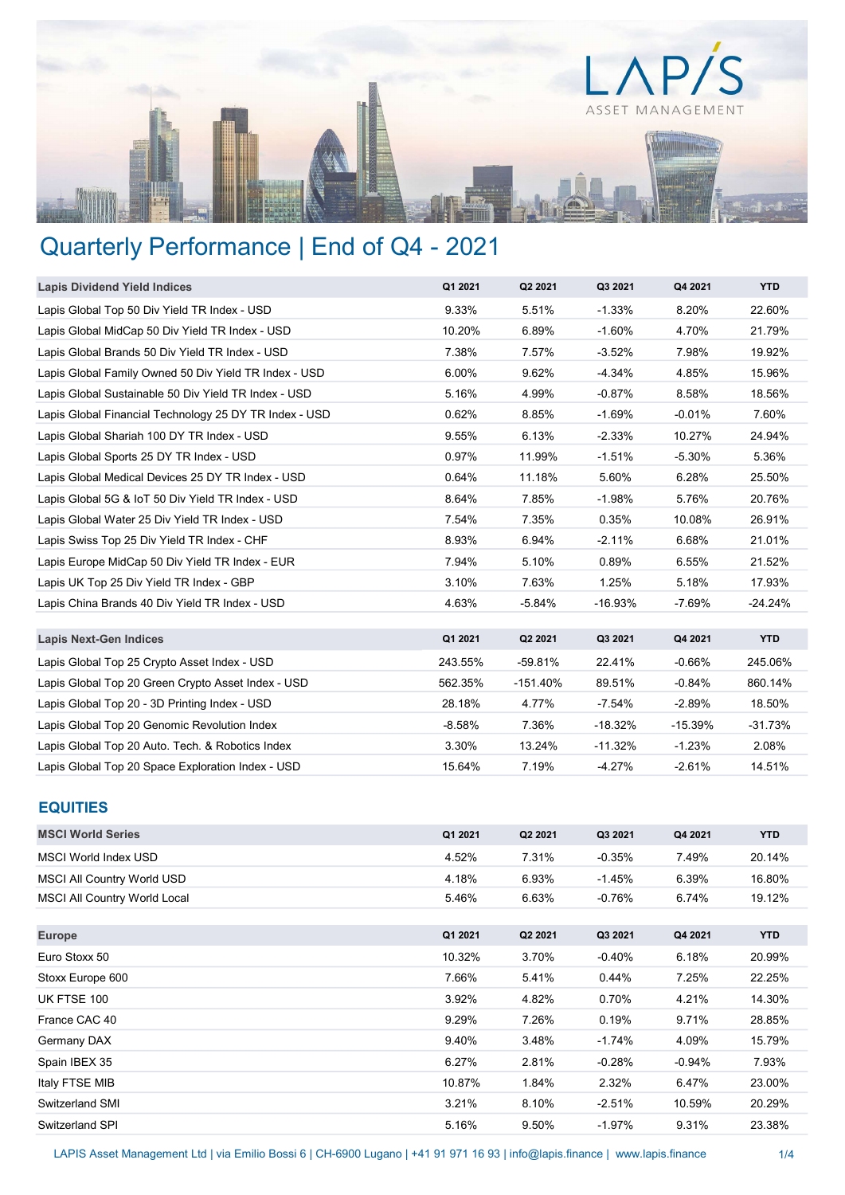# Quarterly Performance | End of Q4 - 2021

| Lapis Dividend Yield Indices | Q1 2021 | Q2 2021 | Q3 2021 | Q4 2021 | YTD |
|---|---|---|---|---|---|
| Lapis Global Top 50 Div Yield TR Index - USD | 9.33% | 5.51% | -1.33% | 8.20% | 22.60% |
| Lapis Global MidCap 50 Div Yield TR Index - USD | 10.20% | 6.89% | -1.60% | 4.70% | 21.79% |
| Lapis Global Brands 50 Div Yield TR Index - USD | 7.38% | 7.57% | -3.52% | 7.98% | 19.92% |
| Lapis Global Family Owned 50 Div Yield TR Index - USD | 6.00% | 9.62% | -4.34% | 4.85% | 15.96% |
| Lapis Global Sustainable 50 Div Yield TR Index - USD | 5.16% | 4.99% | -0.87% | 8.58% | 18.56% |
| Lapis Global Financial Technology 25 DY TR Index - USD | 0.62% | 8.85% | -1.69% | -0.01% | 7.60% |
| Lapis Global Shariah 100 DY TR Index - USD | 9.55% | 6.13% | -2.33% | 10.27% | 24.94% |
| Lapis Global Sports 25 DY TR Index - USD | 0.97% | 11.99% | -1.51% | -5.30% | 5.36% |
| Lapis Global Medical Devices 25 DY TR Index - USD | 0.64% | 11.18% | 5.60% | 6.28% | 25.50% |
| Lapis Global 5G & IoT 50 Div Yield TR Index - USD | 8.64% | 7.85% | -1.98% | 5.76% | 20.76% |
| Lapis Global Water 25 Div Yield TR Index - USD | 7.54% | 7.35% | 0.35% | 10.08% | 26.91% |
| Lapis Swiss Top 25 Div Yield TR Index - CHF | 8.93% | 6.94% | -2.11% | 6.68% | 21.01% |
| Lapis Europe MidCap 50 Div Yield TR Index - EUR | 7.94% | 5.10% | 0.89% | 6.55% | 21.52% |
| Lapis UK Top 25 Div Yield TR Index - GBP | 3.10% | 7.63% | 1.25% | 5.18% | 17.93% |
| Lapis China Brands 40 Div Yield TR Index - USD | 4.63% | -5.84% | -16.93% | -7.69% | -24.24% |

| Lapis Next-Gen Indices | Q1 2021 | Q2 2021 | Q3 2021 | Q4 2021 | YTD |
|---|---|---|---|---|---|
| Lapis Global Top 25 Crypto Asset Index - USD | 243.55% | -59.81% | 22.41% | -0.66% | 245.06% |
| Lapis Global Top 20 Green Crypto Asset Index - USD | 562.35% | -151.40% | 89.51% | -0.84% | 860.14% |
| Lapis Global Top 20 - 3D Printing Index - USD | 28.18% | 4.77% | -7.54% | -2.89% | 18.50% |
| Lapis Global Top 20 Genomic Revolution Index | -8.58% | 7.36% | -18.32% | -15.39% | -31.73% |
| Lapis Global Top 20 Auto. Tech. & Robotics Index | 3.30% | 13.24% | -11.32% | -1.23% | 2.08% |
| Lapis Global Top 20 Space Exploration Index - USD | 15.64% | 7.19% | -4.27% | -2.61% | 14.51% |

## EQUITIES

| MSCI World Series | Q1 2021 | Q2 2021 | Q3 2021 | Q4 2021 | YTD |
|---|---|---|---|---|---|
| MSCI World Index USD | 4.52% | 7.31% | -0.35% | 7.49% | 20.14% |
| MSCI All Country World USD | 4.18% | 6.93% | -1.45% | 6.39% | 16.80% |
| MSCI All Country World Local | 5.46% | 6.63% | -0.76% | 6.74% | 19.12% |

| Europe | Q1 2021 | Q2 2021 | Q3 2021 | Q4 2021 | YTD |
|---|---|---|---|---|---|
| Euro Stoxx 50 | 10.32% | 3.70% | -0.40% | 6.18% | 20.99% |
| Stoxx Europe 600 | 7.66% | 5.41% | 0.44% | 7.25% | 22.25% |
| UK FTSE 100 | 3.92% | 4.82% | 0.70% | 4.21% | 14.30% |
| France CAC 40 | 9.29% | 7.26% | 0.19% | 9.71% | 28.85% |
| Germany DAX | 9.40% | 3.48% | -1.74% | 4.09% | 15.79% |
| Spain IBEX 35 | 6.27% | 2.81% | -0.28% | -0.94% | 7.93% |
| Italy FTSE MIB | 10.87% | 1.84% | 2.32% | 6.47% | 23.00% |
| Switzerland SMI | 3.21% | 8.10% | -2.51% | 10.59% | 20.29% |
| Switzerland SPI | 5.16% | 9.50% | -1.97% | 9.31% | 23.38% |

LAPIS Asset Management Ltd | via Emilio Bossi 6 | CH-6900 Lugano | +41 91 971 16 93 | info@lapis.finance | www.lapis.finance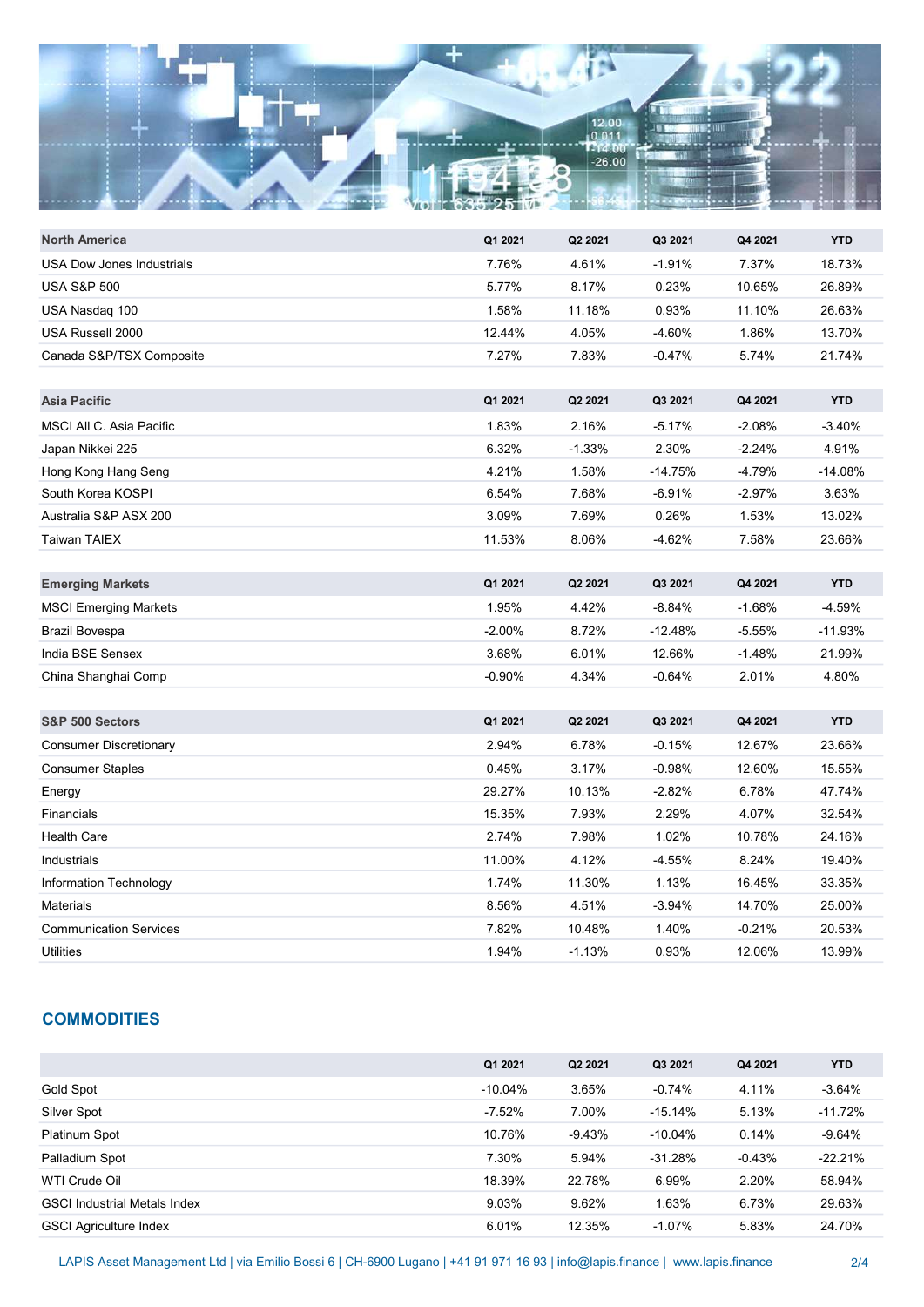| North America | Q1 2021 | Q2 2021 | Q3 2021 | Q4 2021 | YTD |
|---|---|---|---|---|---|
| USA Dow Jones Industrials | 7.76% | 4.61% | -1.91% | 7.37% | 18.73% |
| USA S&P 500 | 5.77% | 8.17% | 0.23% | 10.65% | 26.89% |
| USA Nasdaq 100 | 1.58% | 11.18% | 0.93% | 11.10% | 26.63% |
| USA Russell 2000 | 12.44% | 4.05% | -4.60% | 1.86% | 13.70% |
| Canada S&P/TSX Composite | 7.27% | 7.83% | -0.47% | 5.74% | 21.74% |

| Asia Pacific | Q1 2021 | Q2 2021 | Q3 2021 | Q4 2021 | YTD |
|---|---|---|---|---|---|
| MSCI All C. Asia Pacific | 1.83% | 2.16% | -5.17% | -2.08% | -3.40% |
| Japan Nikkei 225 | 6.32% | -1.33% | 2.30% | -2.24% | 4.91% |
| Hong Kong Hang Seng | 4.21% | 1.58% | -14.75% | -4.79% | -14.08% |
| South Korea KOSPI | 6.54% | 7.68% | -6.91% | -2.97% | 3.63% |
| Australia S&P ASX 200 | 3.09% | 7.69% | 0.26% | 1.53% | 13.02% |
| Taiwan TAIEX | 11.53% | 8.06% | -4.62% | 7.58% | 23.66% |

| Emerging Markets | Q1 2021 | Q2 2021 | Q3 2021 | Q4 2021 | YTD |
|---|---|---|---|---|---|
| MSCI Emerging Markets | 1.95% | 4.42% | -8.84% | -1.68% | -4.59% |
| Brazil Bovespa | -2.00% | 8.72% | -12.48% | -5.55% | -11.93% |
| India BSE Sensex | 3.68% | 6.01% | 12.66% | -1.48% | 21.99% |
| China Shanghai Comp | -0.90% | 4.34% | -0.64% | 2.01% | 4.80% |

| S&P 500 Sectors | Q1 2021 | Q2 2021 | Q3 2021 | Q4 2021 | YTD |
|---|---|---|---|---|---|
| Consumer Discretionary | 2.94% | 6.78% | -0.15% | 12.67% | 23.66% |
| Consumer Staples | 0.45% | 3.17% | -0.98% | 12.60% | 15.55% |
| Energy | 29.27% | 10.13% | -2.82% | 6.78% | 47.74% |
| Financials | 15.35% | 7.93% | 2.29% | 4.07% | 32.54% |
| Health Care | 2.74% | 7.98% | 1.02% | 10.78% | 24.16% |
| Industrials | 11.00% | 4.12% | -4.55% | 8.24% | 19.40% |
| Information Technology | 1.74% | 11.30% | 1.13% | 16.45% | 33.35% |
| Materials | 8.56% | 4.51% | -3.94% | 14.70% | 25.00% |
| Communication Services | 7.82% | 10.48% | 1.40% | -0.21% | 20.53% |
| Utilities | 1.94% | -1.13% | 0.93% | 12.06% | 13.99% |

## COMMODITIES

| | Q1 2021 | Q2 2021 | Q3 2021 | Q4 2021 | YTD |
|---|---|---|---|---|---|
| Gold Spot | -10.04% | 3.65% | -0.74% | 4.11% | -3.64% |
| Silver Spot | -7.52% | 7.00% | -15.14% | 5.13% | -11.72% |
| Platinum Spot | 10.76% | -9.43% | -10.04% | 0.14% | -9.64% |
| Palladium Spot | 7.30% | 5.94% | -31.28% | -0.43% | -22.21% |
| WTI Crude Oil | 18.39% | 22.78% | 6.99% | 2.20% | 58.94% |
| GSCI Industrial Metals Index | 9.03% | 9.62% | 1.63% | 6.73% | 29.63% |
| GSCI Agriculture Index | 6.01% | 12.35% | -1.07% | 5.83% | 24.70% |

LAPIS Asset Management Ltd | via Emilio Bossi 6 | CH-6900 Lugano | +41 91 971 16 93 | info@lapis.finance | www.lapis.finance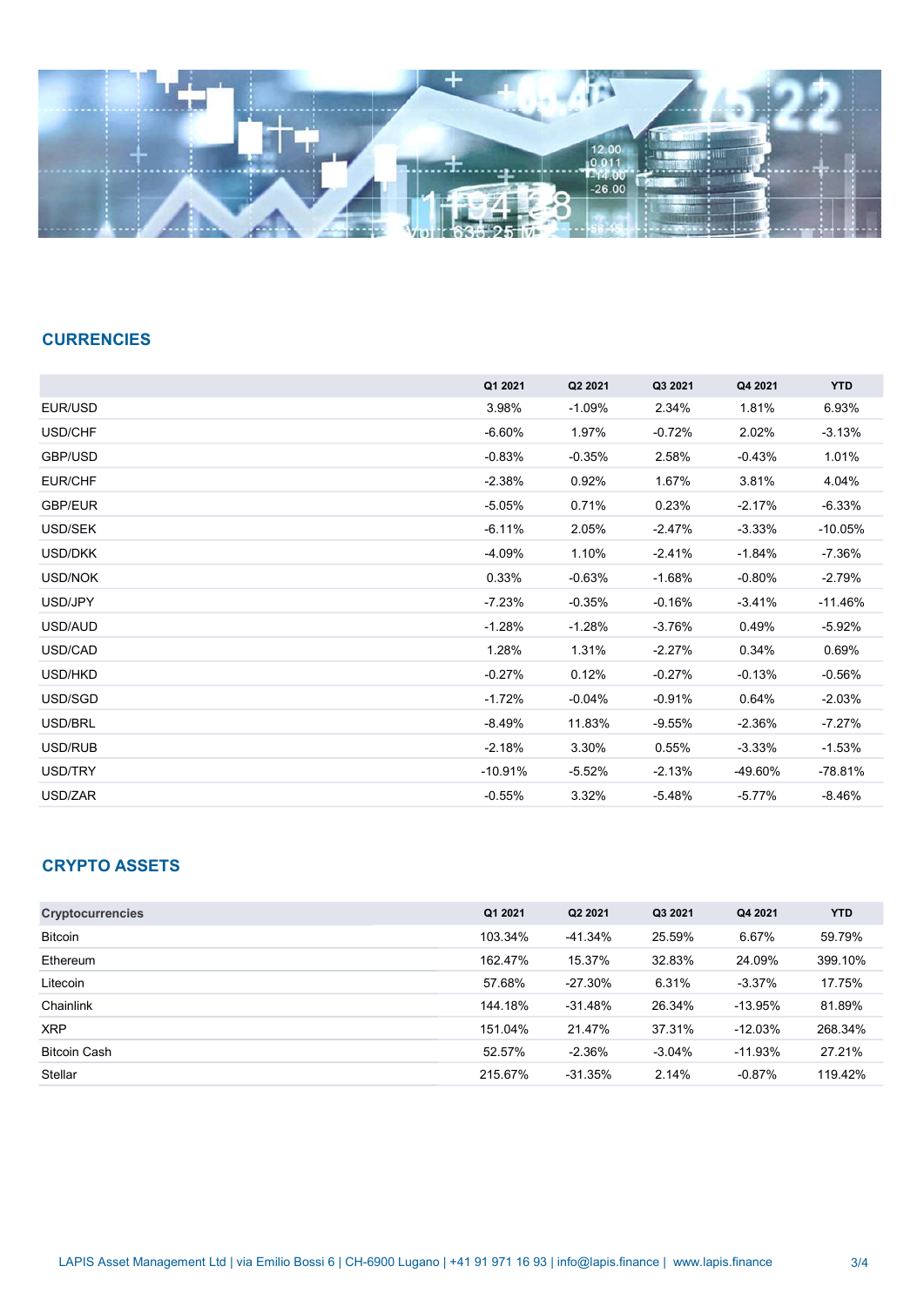## CURRENCIES

| | Q1 2021 | Q2 2021 | Q3 2021 | Q4 2021 | YTD |
|---|---|---|---|---|---|
| EUR/USD | 3.98% | -1.09% | 2.34% | 1.81% | 6.93% |
| USD/CHF | -6.60% | 1.97% | -0.72% | 2.02% | -3.13% |
| GBP/USD | -0.83% | -0.35% | 2.58% | -0.43% | 1.01% |
| EUR/CHF | -2.38% | 0.92% | 1.67% | 3.81% | 4.04% |
| GBP/EUR | -5.05% | 0.71% | 0.23% | -2.17% | -6.33% |
| USD/SEK | -6.11% | 2.05% | -2.47% | -3.33% | -10.05% |
| USD/DKK | -4.09% | 1.10% | -2.41% | -1.84% | -7.36% |
| USD/NOK | 0.33% | -0.63% | -1.68% | -0.80% | -2.79% |
| USD/JPY | -7.23% | -0.35% | -0.16% | -3.41% | -11.46% |
| USD/AUD | -1.28% | -1.28% | -3.76% | 0.49% | -5.92% |
| USD/CAD | 1.28% | 1.31% | -2.27% | 0.34% | 0.69% |
| USD/HKD | -0.27% | 0.12% | -0.27% | -0.13% | -0.56% |
| USD/SGD | -1.72% | -0.04% | -0.91% | 0.64% | -2.03% |
| USD/BRL | -8.49% | 11.83% | -9.55% | -2.36% | -7.27% |
| USD/RUB | -2.18% | 3.30% | 0.55% | -3.33% | -1.53% |
| USD/TRY | -10.91% | -5.52% | -2.13% | -49.60% | -78.81% |
| USD/ZAR | -0.55% | 3.32% | -5.48% | -5.77% | -8.46% |

## CRYPTO ASSETS

| Cryptocurrencies | Q1 2021 | Q2 2021 | Q3 2021 | Q4 2021 | YTD |
|---|---|---|---|---|---|
| Bitcoin | 103.34% | -41.34% | 25.59% | 6.67% | 59.79% |
| Ethereum | 162.47% | 15.37% | 32.83% | 24.09% | 399.10% |
| Litecoin | 57.68% | -27.30% | 6.31% | -3.37% | 17.75% |
| Chainlink | 144.18% | -31.48% | 26.34% | -13.95% | 81.89% |
| XRP | 151.04% | 21.47% | 37.31% | -12.03% | 268.34% |
| Bitcoin Cash | 52.57% | -2.36% | -3.04% | -11.93% | 27.21% |
| Stellar | 215.67% | -31.35% | 2.14% | -0.87% | 119.42% |

LAPIS Asset Management Ltd | via Emilio Bossi 6 | CH-6900 Lugano | +41 91 971 16 93 | info@lapis.finance | www.lapis.finance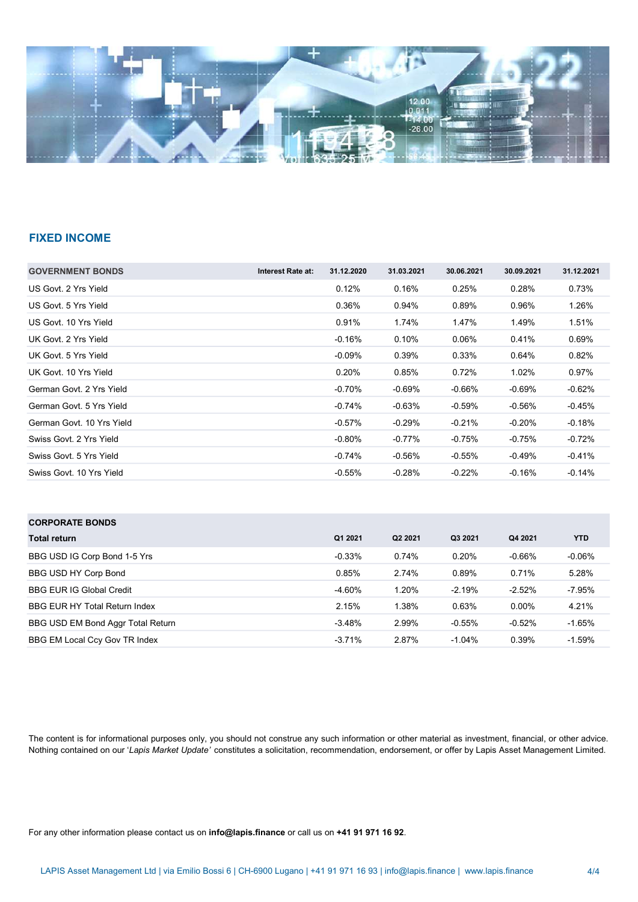## FIXED INCOME

| GOVERNMENT BONDS Interest Rate at: | 31.12.2020 | 31.03.2021 | 30.06.2021 | 30.09.2021 | 31.12.2021 |
|---|---|---|---|---|---|
| US Govt. 2 Yrs Yield | 0.12% | 0.16% | 0.25% | 0.28% | 0.73% |
| US Govt. 5 Yrs Yield | 0.36% | 0.94% | 0.89% | 0.96% | 1.26% |
| US Govt. 10 Yrs Yield | 0.91% | 1.74% | 1.47% | 1.49% | 1.51% |
| UK Govt. 2 Yrs Yield | -0.16% | 0.10% | 0.06% | 0.41% | 0.69% |
| UK Govt. 5 Yrs Yield | -0.09% | 0.39% | 0.33% | 0.64% | 0.82% |
| UK Govt. 10 Yrs Yield | 0.20% | 0.85% | 0.72% | 1.02% | 0.97% |
| German Govt. 2 Yrs Yield | -0.70% | -0.69% | -0.66% | -0.69% | -0.62% |
| German Govt. 5 Yrs Yield | -0.74% | -0.63% | -0.59% | -0.56% | -0.45% |
| German Govt. 10 Yrs Yield | -0.57% | -0.29% | -0.21% | -0.20% | -0.18% |
| Swiss Govt. 2 Yrs Yield | -0.80% | -0.77% | -0.75% | -0.75% | -0.72% |
| Swiss Govt. 5 Yrs Yield | -0.74% | -0.56% | -0.55% | -0.49% | -0.41% |
| Swiss Govt. 10 Yrs Yield | -0.55% | -0.28% | -0.22% | -0.16% | -0.14% |

| CORPORATE BONDS | | | | | |
|---|---|---|---|---|---|
| **Total return** | **Q1 2021** | **Q2 2021** | **Q3 2021** | **Q4 2021** | **YTD** |
| BBG USD IG Corp Bond 1-5 Yrs | -0.33% | 0.74% | 0.20% | -0.66% | -0.06% |
| BBG USD HY Corp Bond | 0.85% | 2.74% | 0.89% | 0.71% | 5.28% |
| BBG EUR IG Global Credit | -4.60% | 1.20% | -2.19% | -2.52% | -7.95% |
| BBG EUR HY Total Return Index | 2.15% | 1.38% | 0.63% | 0.00% | 4.21% |
| BBG USD EM Bond Aggr Total Return | -3.48% | 2.99% | -0.55% | -0.52% | -1.65% |
| BBG EM Local Ccy Gov TR Index | -3.71% | 2.87% | -1.04% | 0.39% | -1.59% |

The content is for informational purposes only, you should not construe any such information or other material as investment, financial, or other advice. Nothing contained on our '*Lapis Market Update'* constitutes a solicitation, recommendation, endorsement, or offer by Lapis Asset Management Limited.

For any other information please contact us on **info@lapis.finance** or call us on **+41 91 971 16 92**.

LAPIS Asset Management Ltd | via Emilio Bossi 6 | CH-6900 Lugano | +41 91 971 16 93 | info@lapis.finance | www.lapis.finance